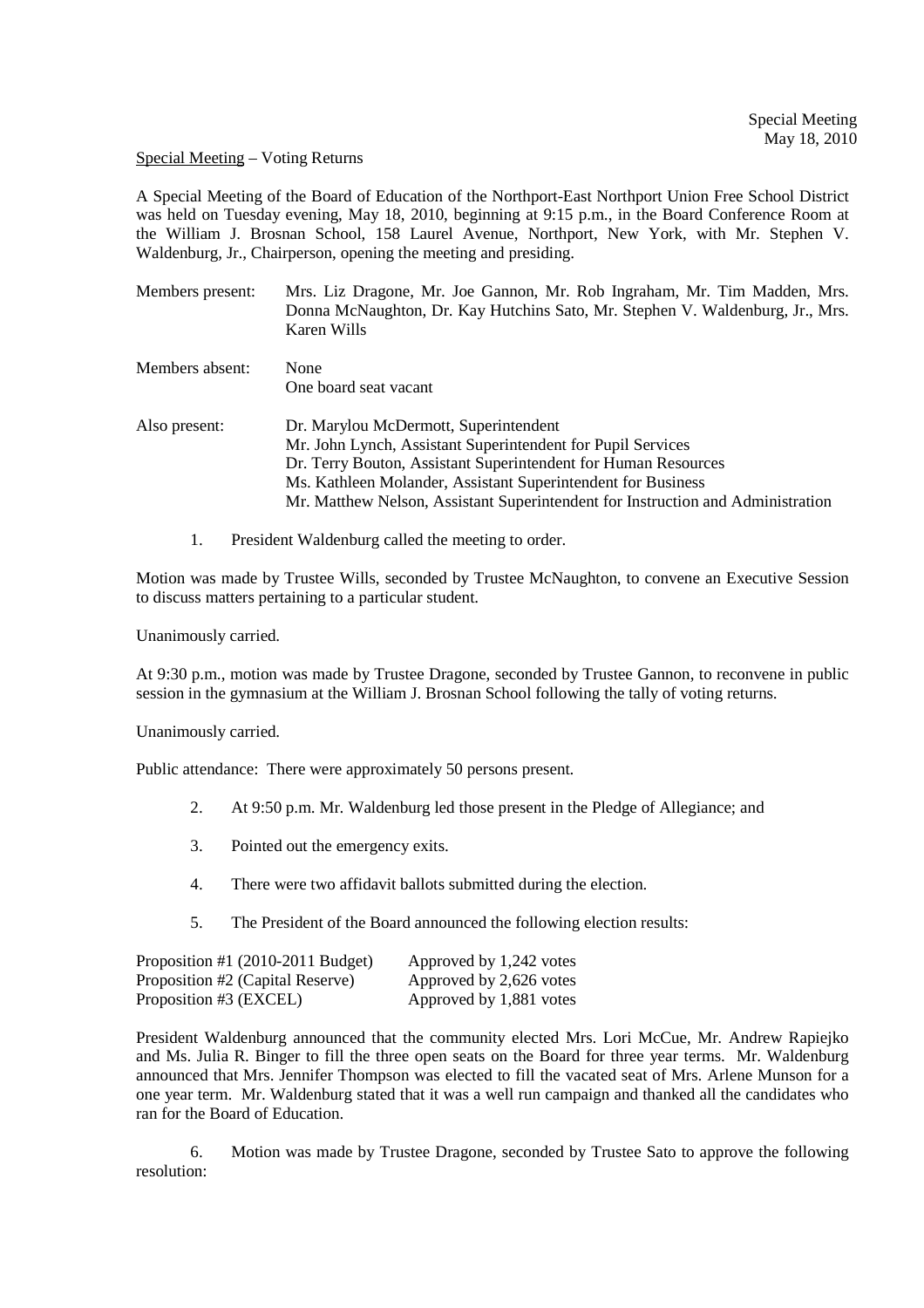Special Meeting
May 18, 2010

Special Meeting – Voting Returns

A Special Meeting of the Board of Education of the Northport-East Northport Union Free School District was held on Tuesday evening, May 18, 2010, beginning at 9:15 p.m., in the Board Conference Room at the William J. Brosnan School, 158 Laurel Avenue, Northport, New York, with Mr. Stephen V. Waldenburg, Jr., Chairperson, opening the meeting and presiding.

| | |
|---|---|
| Members present: | Mrs. Liz Dragone, Mr. Joe Gannon, Mr. Rob Ingraham, Mr. Tim Madden, Mrs. Donna McNaughton, Dr. Kay Hutchins Sato, Mr. Stephen V. Waldenburg, Jr., Mrs. Karen Wills |
| Members absent: | None<br>One board seat vacant |
| Also present: | Dr. Marylou McDermott, Superintendent<br>Mr. John Lynch, Assistant Superintendent for Pupil Services<br>Dr. Terry Bouton, Assistant Superintendent for Human Resources<br>Ms. Kathleen Molander, Assistant Superintendent for Business<br>Mr. Matthew Nelson, Assistant Superintendent for Instruction and Administration |

1. President Waldenburg called the meeting to order.

Motion was made by Trustee Wills, seconded by Trustee McNaughton, to convene an Executive Session to discuss matters pertaining to a particular student.

Unanimously carried.

At 9:30 p.m., motion was made by Trustee Dragone, seconded by Trustee Gannon, to reconvene in public session in the gymnasium at the William J. Brosnan School following the tally of voting returns.

Unanimously carried.

Public attendance: There were approximately 50 persons present.

2. At 9:50 p.m. Mr. Waldenburg led those present in the Pledge of Allegiance; and

3. Pointed out the emergency exits.

4. There were two affidavit ballots submitted during the election.

5. The President of the Board announced the following election results:

| | |
|---|---|
| Proposition #1 (2010-2011 Budget) | Approved by 1,242 votes |
| Proposition #2 (Capital Reserve) | Approved by 2,626 votes |
| Proposition #3 (EXCEL) | Approved by 1,881 votes |

President Waldenburg announced that the community elected Mrs. Lori McCue, Mr. Andrew Rapiejko and Ms. Julia R. Binger to fill the three open seats on the Board for three year terms. Mr. Waldenburg announced that Mrs. Jennifer Thompson was elected to fill the vacated seat of Mrs. Arlene Munson for a one year term. Mr. Waldenburg stated that it was a well run campaign and thanked all the candidates who ran for the Board of Education.

6. Motion was made by Trustee Dragone, seconded by Trustee Sato to approve the following resolution: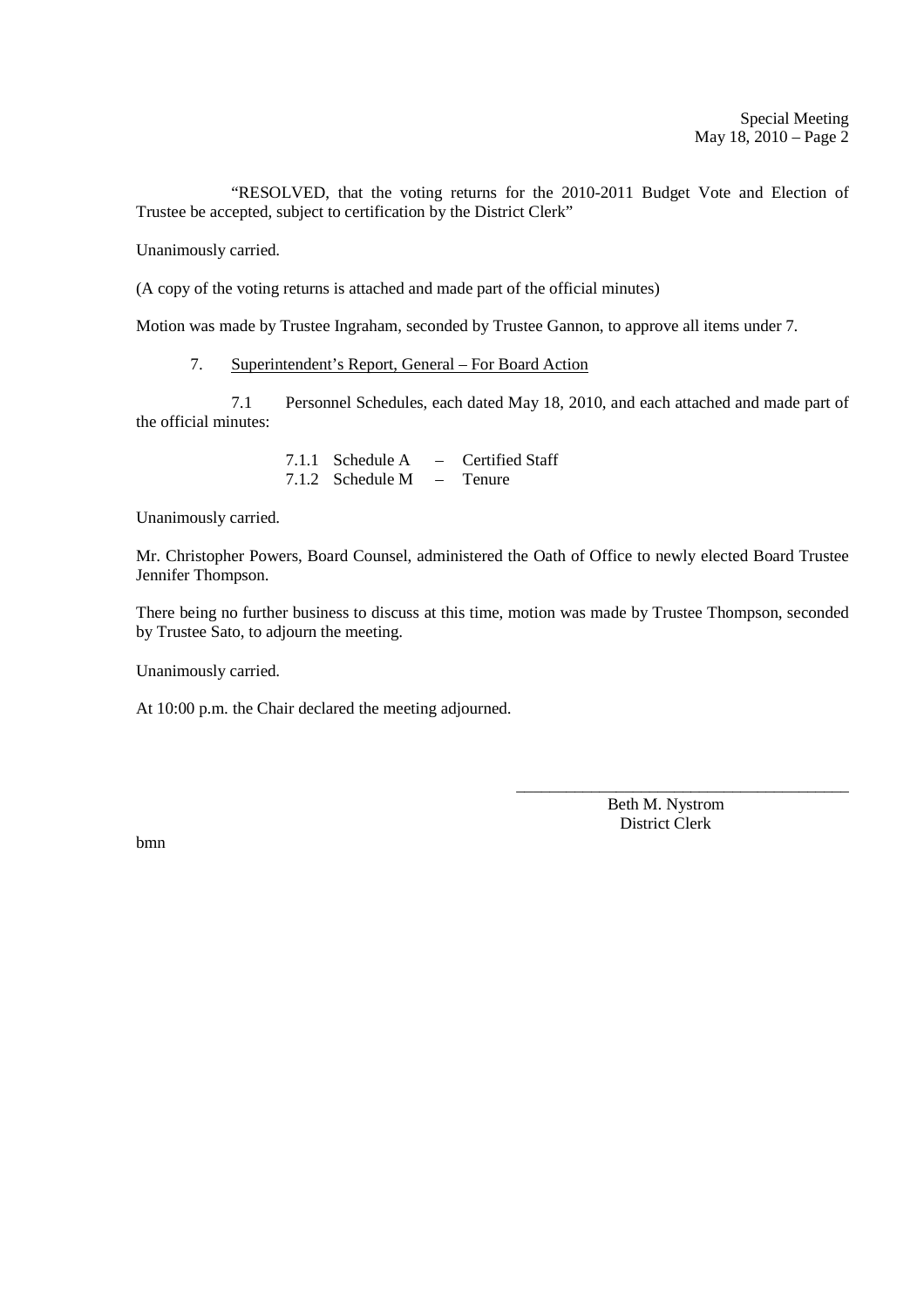"RESOLVED, that the voting returns for the 2010-2011 Budget Vote and Election of Trustee be accepted, subject to certification by the District Clerk"

Unanimously carried.

(A copy of the voting returns is attached and made part of the official minutes)

Motion was made by Trustee Ingraham, seconded by Trustee Gannon, to approve all items under 7.

7. Superintendent's Report, General – For Board Action

7.1 Personnel Schedules, each dated May 18, 2010, and each attached and made part of the official minutes:

7.1.1 Schedule A – Certified Staff
7.1.2 Schedule M – Tenure

Unanimously carried.

Mr. Christopher Powers, Board Counsel, administered the Oath of Office to newly elected Board Trustee Jennifer Thompson.

There being no further business to discuss at this time, motion was made by Trustee Thompson, seconded by Trustee Sato, to adjourn the meeting.

Unanimously carried.

At 10:00 p.m. the Chair declared the meeting adjourned.

\_\_\_\_\_\_\_\_\_\_\_\_\_\_\_\_\_\_\_\_\_\_\_\_\_\_\_\_\_\_\_\_\_\_\_\_\_\_\_\_

Beth M. Nystrom
District Clerk

bmn